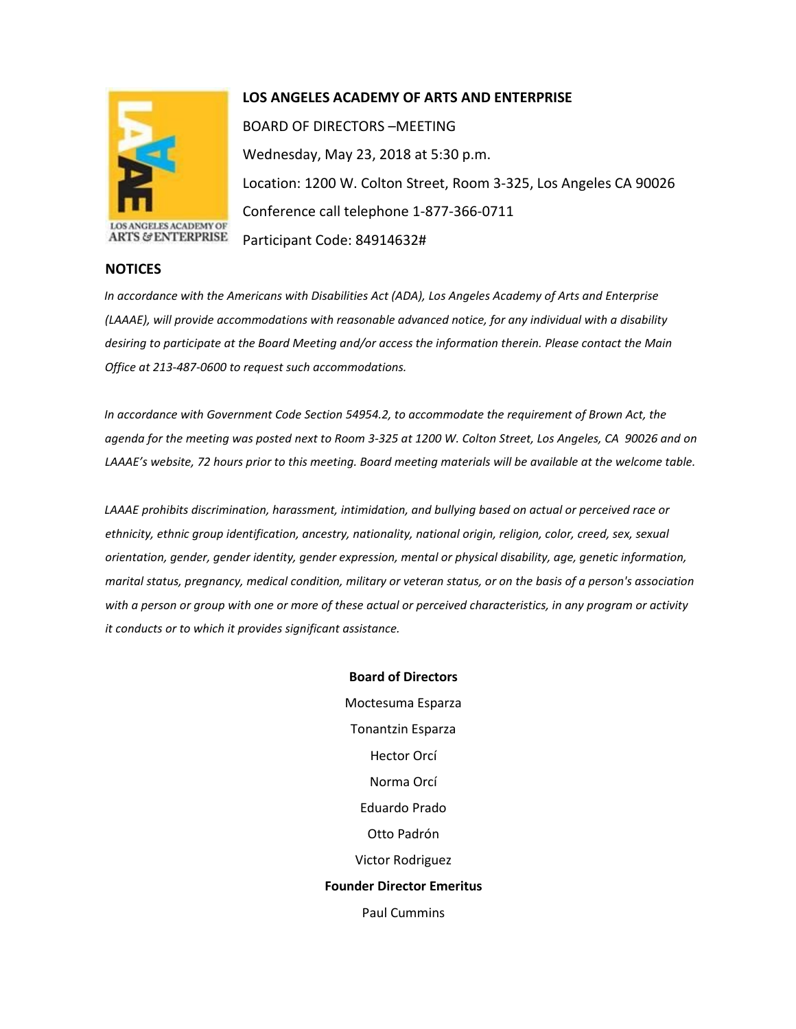# LOS ANGELES ACADEMY OF ARTS AND ENTERPRISE

BOARD OF DIRECTORS –MEETING

Wednesday, May 23, 2018 at 5:30 p.m.

Location: 1200 W. Colton Street, Room 3-325, Los Angeles CA 90026

Conference call telephone 1-877-366-0711

Participant Code: 84914632#

## NOTICES

*In accordance with the Americans with Disabilities Act (ADA), Los Angeles Academy of Arts and Enterprise (LAAAE), will provide accommodations with reasonable advanced notice, for any individual with a disability desiring to participate at the Board Meeting and/or access the information therein. Please contact the Main Office at 213-487-0600 to request such accommodations.*

*In accordance with Government Code Section 54954.2, to accommodate the requirement of Brown Act, the agenda for the meeting was posted next to Room 3-325 at 1200 W. Colton Street, Los Angeles, CA 90026 and on LAAAE's website, 72 hours prior to this meeting. Board meeting materials will be available at the welcome table.*

*LAAAE prohibits discrimination, harassment, intimidation, and bullying based on actual or perceived race or ethnicity, ethnic group identification, ancestry, nationality, national origin, religion, color, creed, sex, sexual orientation, gender, gender identity, gender expression, mental or physical disability, age, genetic information, marital status, pregnancy, medical condition, military or veteran status, or on the basis of a person's association with a person or group with one or more of these actual or perceived characteristics, in any program or activity it conducts or to which it provides significant assistance.*

**Board of Directors**

Moctesuma Esparza

Tonantzin Esparza

Hector Orcí

Norma Orcí

Eduardo Prado

Otto Padrón

Victor Rodriguez

**Founder Director Emeritus**

Paul Cummins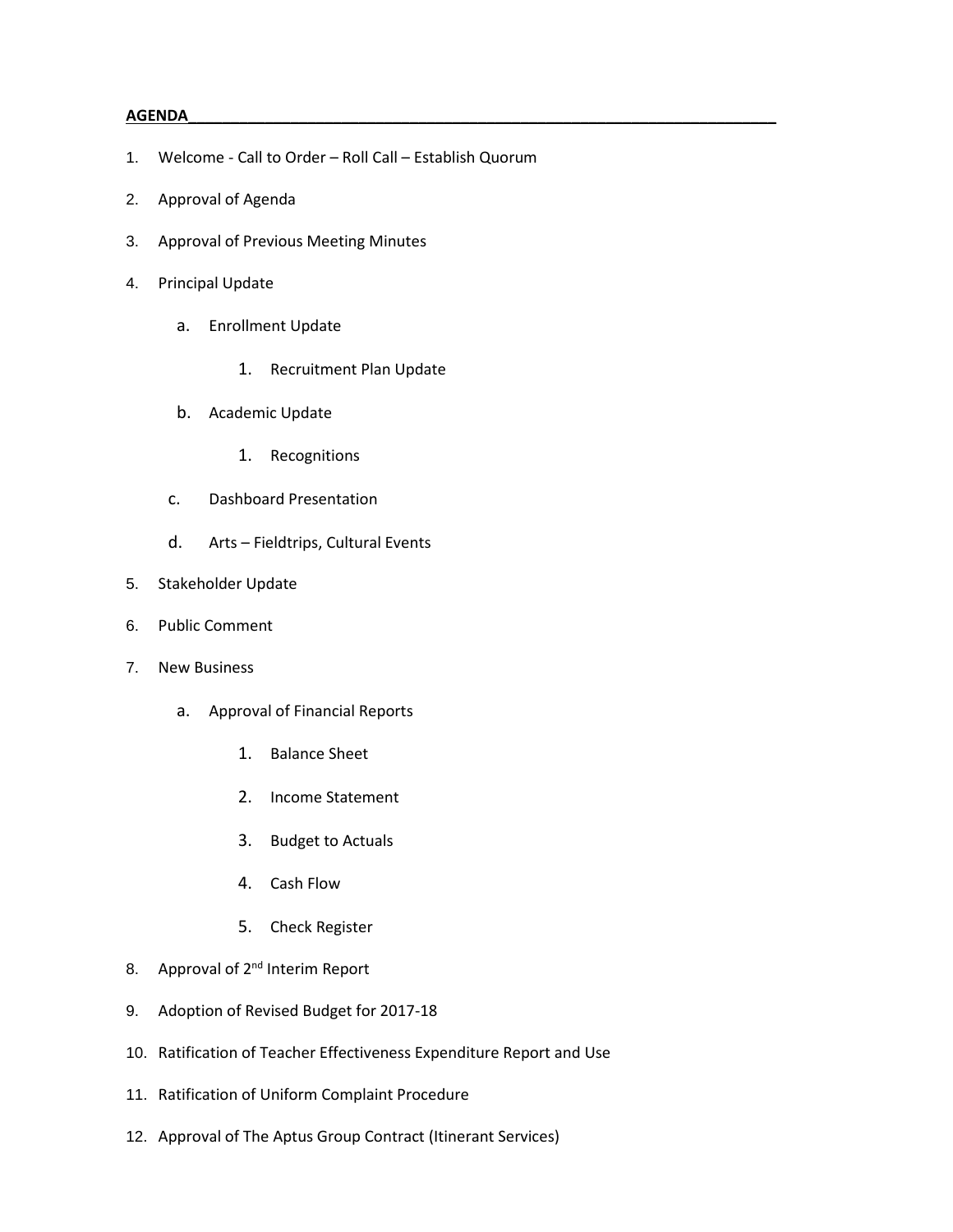**AGENDA**

1. Welcome - Call to Order – Roll Call – Establish Quorum
2. Approval of Agenda
3. Approval of Previous Meeting Minutes
4. Principal Update
    a. Enrollment Update
        1. Recruitment Plan Update
    b. Academic Update
        1. Recognitions
    c. Dashboard Presentation
    d. Arts – Fieldtrips, Cultural Events
5. Stakeholder Update
6. Public Comment
7. New Business
    a. Approval of Financial Reports
        1. Balance Sheet
        2. Income Statement
        3. Budget to Actuals
        4. Cash Flow
        5. Check Register
8. Approval of 2nd Interim Report
9. Adoption of Revised Budget for 2017-18
10. Ratification of Teacher Effectiveness Expenditure Report and Use
11. Ratification of Uniform Complaint Procedure
12. Approval of The Aptus Group Contract (Itinerant Services)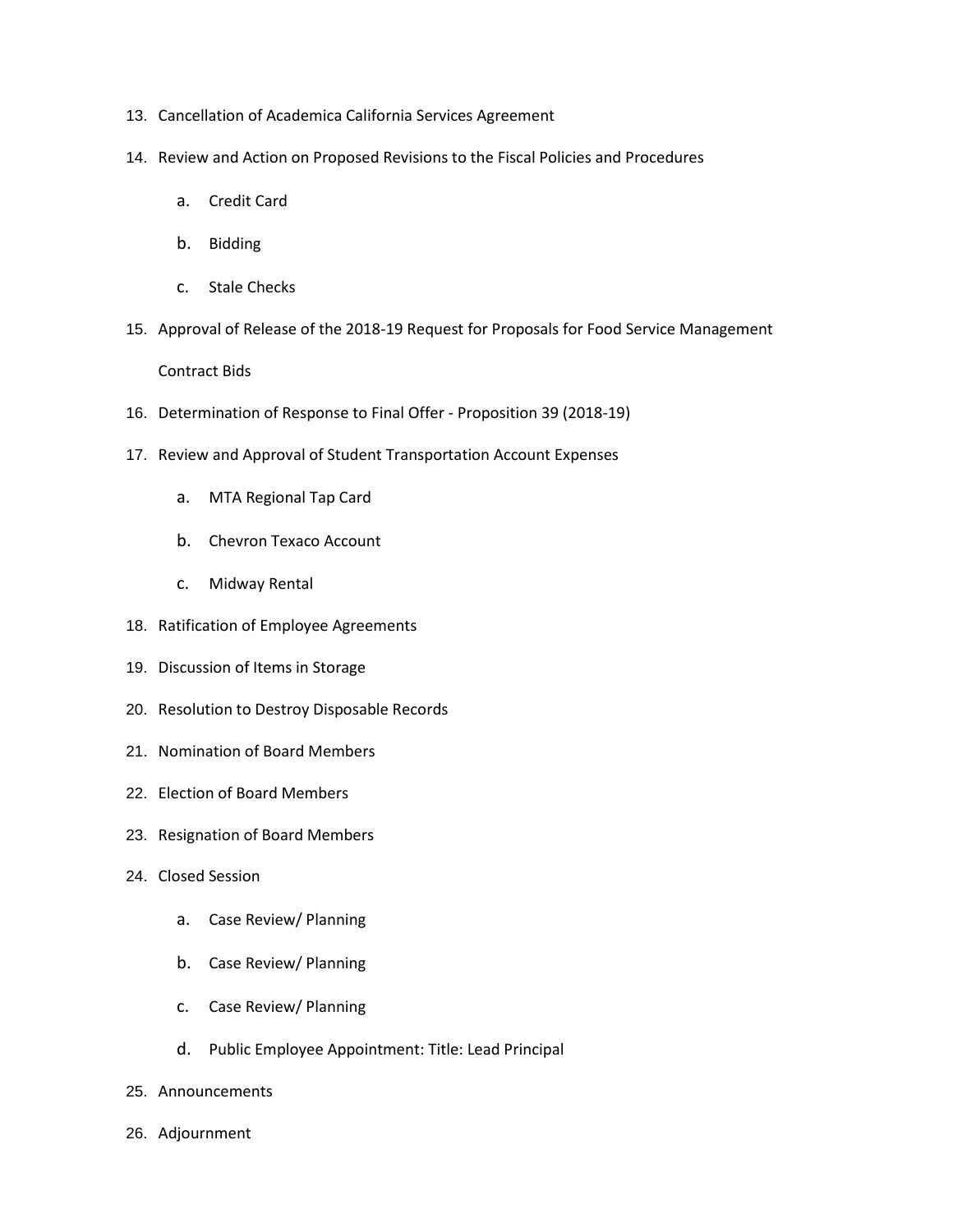13. Cancellation of Academica California Services Agreement
14. Review and Action on Proposed Revisions to the Fiscal Policies and Procedures
    a. Credit Card
    b. Bidding
    c. Stale Checks
15. Approval of Release of the 2018-19 Request for Proposals for Food Service Management Contract Bids
16. Determination of Response to Final Offer - Proposition 39 (2018-19)
17. Review and Approval of Student Transportation Account Expenses
    a. MTA Regional Tap Card
    b. Chevron Texaco Account
    c. Midway Rental
18. Ratification of Employee Agreements
19. Discussion of Items in Storage
20. Resolution to Destroy Disposable Records
21. Nomination of Board Members
22. Election of Board Members
23. Resignation of Board Members
24. Closed Session
    a. Case Review/ Planning
    b. Case Review/ Planning
    c. Case Review/ Planning
    d. Public Employee Appointment: Title: Lead Principal
25. Announcements
26. Adjournment